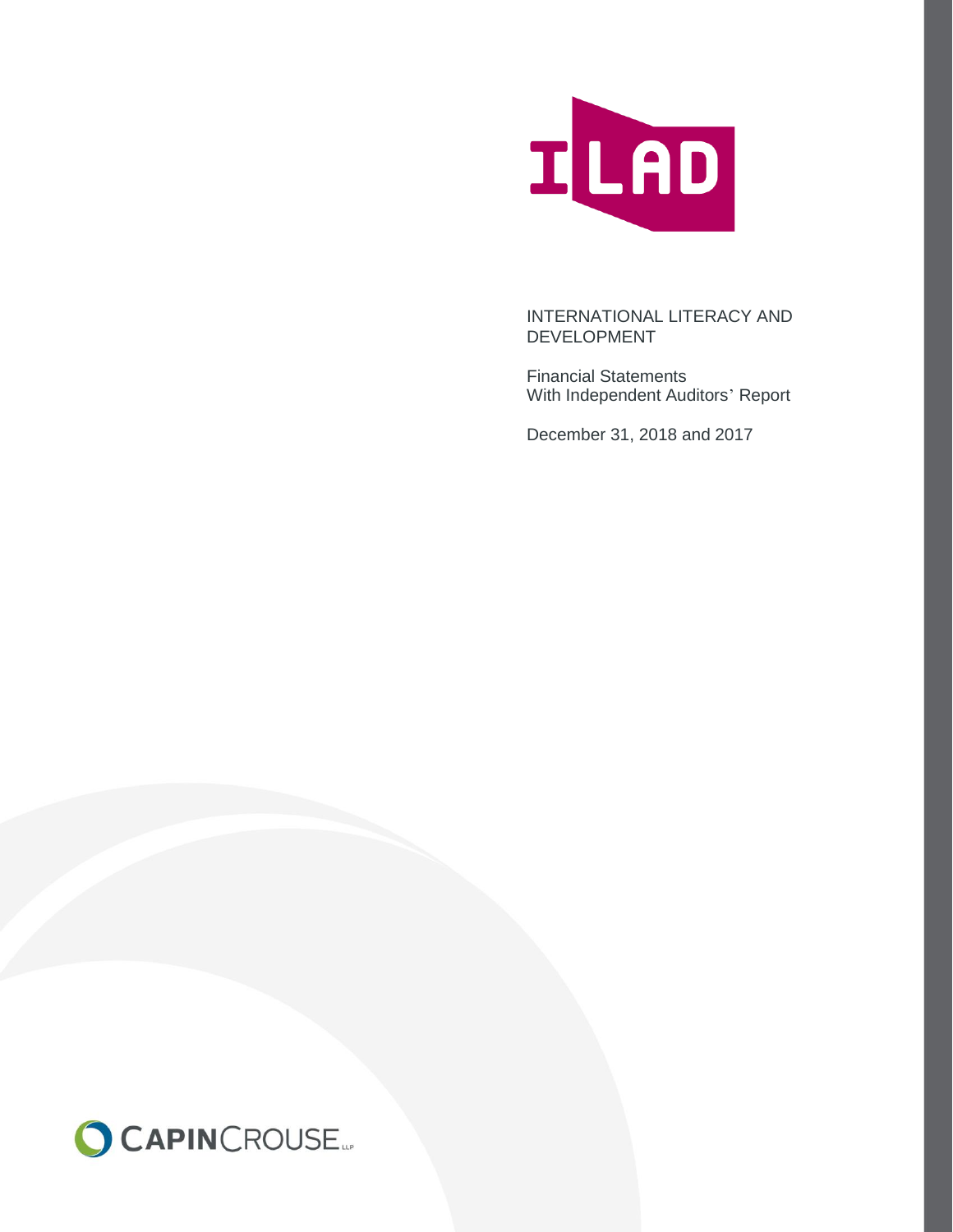ILAD

INTERNATIONAL LITERACY AND DEVELOPMENT

Financial Statements
With Independent Auditors' Report

December 31, 2018 and 2017

CAPINCROUSE LLP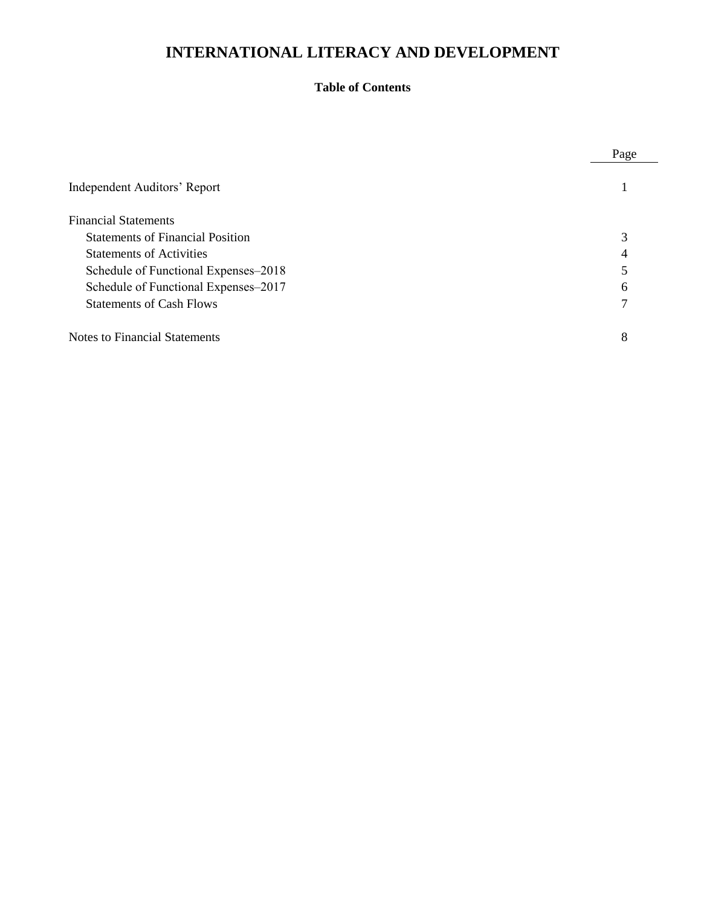# INTERNATIONAL LITERACY AND DEVELOPMENT

**Table of Contents**

| | Page |
|---|---|
| Independent Auditors' Report | 1 |
| Financial Statements | |
| Statements of Financial Position | 3 |
| Statements of Activities | 4 |
| Schedule of Functional Expenses–2018 | 5 |
| Schedule of Functional Expenses–2017 | 6 |
| Statements of Cash Flows | 7 |
| Notes to Financial Statements | 8 |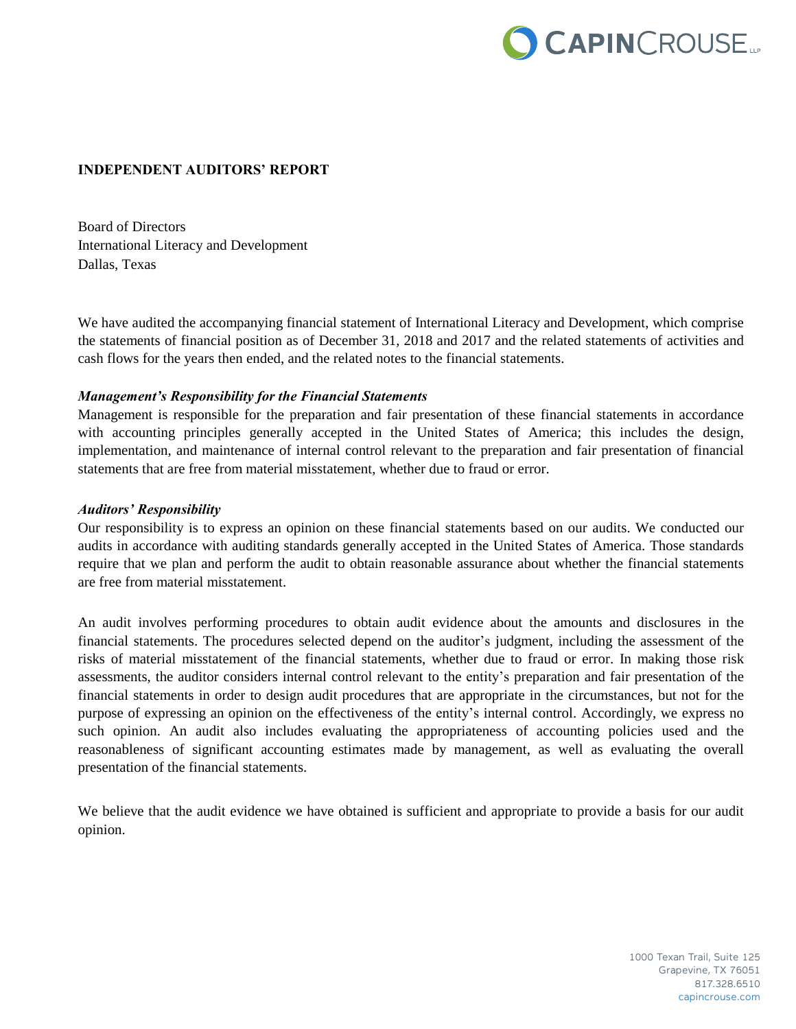**INDEPENDENT AUDITORS' REPORT**

Board of Directors
International Literacy and Development
Dallas, Texas

We have audited the accompanying financial statement of International Literacy and Development, which comprise the statements of financial position as of December 31, 2018 and 2017 and the related statements of activities and cash flows for the years then ended, and the related notes to the financial statements.

***Management's Responsibility for the Financial Statements***

Management is responsible for the preparation and fair presentation of these financial statements in accordance with accounting principles generally accepted in the United States of America; this includes the design, implementation, and maintenance of internal control relevant to the preparation and fair presentation of financial statements that are free from material misstatement, whether due to fraud or error.

***Auditors' Responsibility***

Our responsibility is to express an opinion on these financial statements based on our audits. We conducted our audits in accordance with auditing standards generally accepted in the United States of America. Those standards require that we plan and perform the audit to obtain reasonable assurance about whether the financial statements are free from material misstatement.

An audit involves performing procedures to obtain audit evidence about the amounts and disclosures in the financial statements. The procedures selected depend on the auditor's judgment, including the assessment of the risks of material misstatement of the financial statements, whether due to fraud or error. In making those risk assessments, the auditor considers internal control relevant to the entity's preparation and fair presentation of the financial statements in order to design audit procedures that are appropriate in the circumstances, but not for the purpose of expressing an opinion on the effectiveness of the entity's internal control. Accordingly, we express no such opinion. An audit also includes evaluating the appropriateness of accounting policies used and the reasonableness of significant accounting estimates made by management, as well as evaluating the overall presentation of the financial statements.

We believe that the audit evidence we have obtained is sufficient and appropriate to provide a basis for our audit opinion.

1000 Texan Trail, Suite 125
Grapevine, TX 76051
817.328.6510
capincrouse.com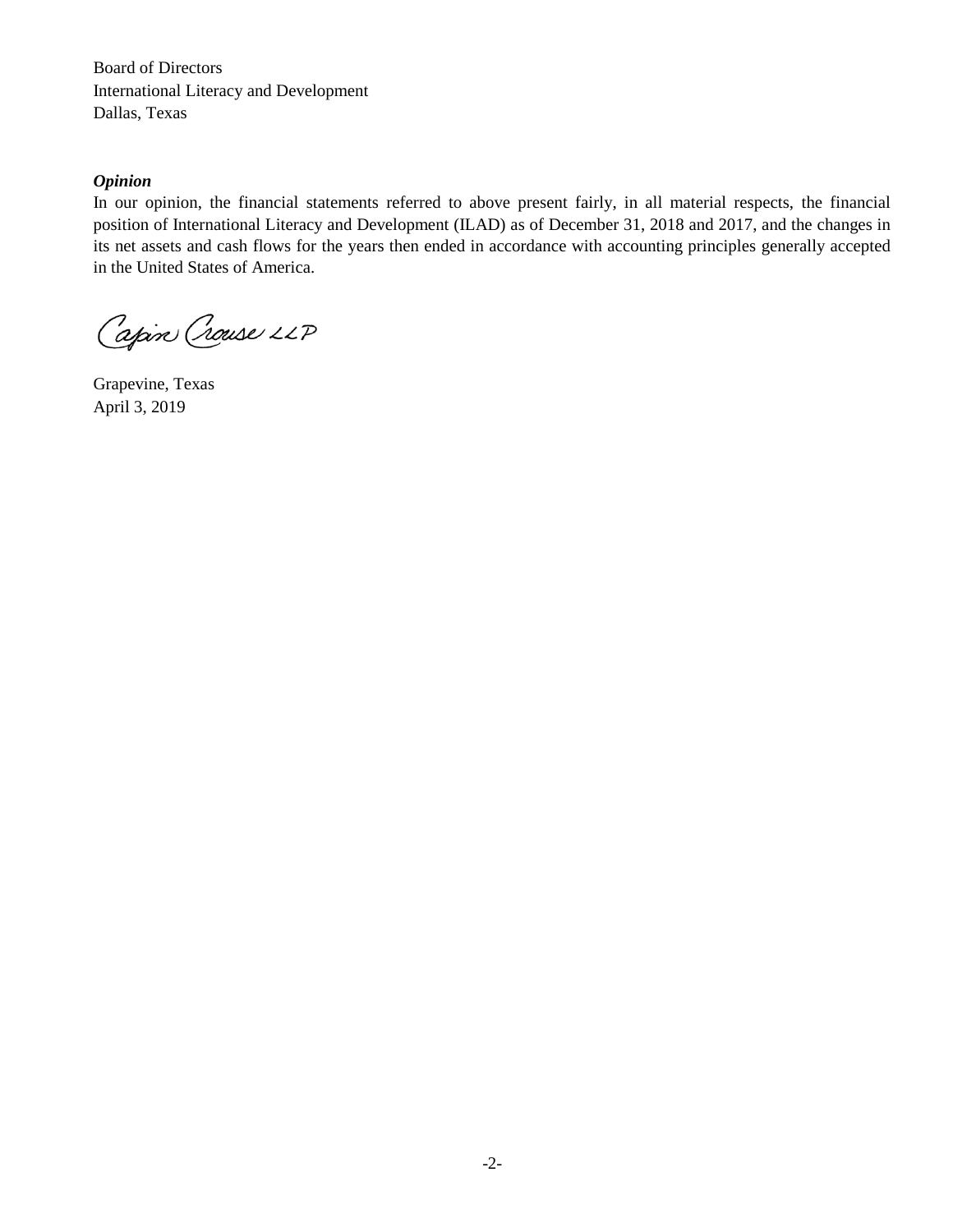Board of Directors
International Literacy and Development
Dallas, Texas

***Opinion***

In our opinion, the financial statements referred to above present fairly, in all material respects, the financial position of International Literacy and Development (ILAD) as of December 31, 2018 and 2017, and the changes in its net assets and cash flows for the years then ended in accordance with accounting principles generally accepted in the United States of America.

Capin Crouse LLP

Grapevine, Texas
April 3, 2019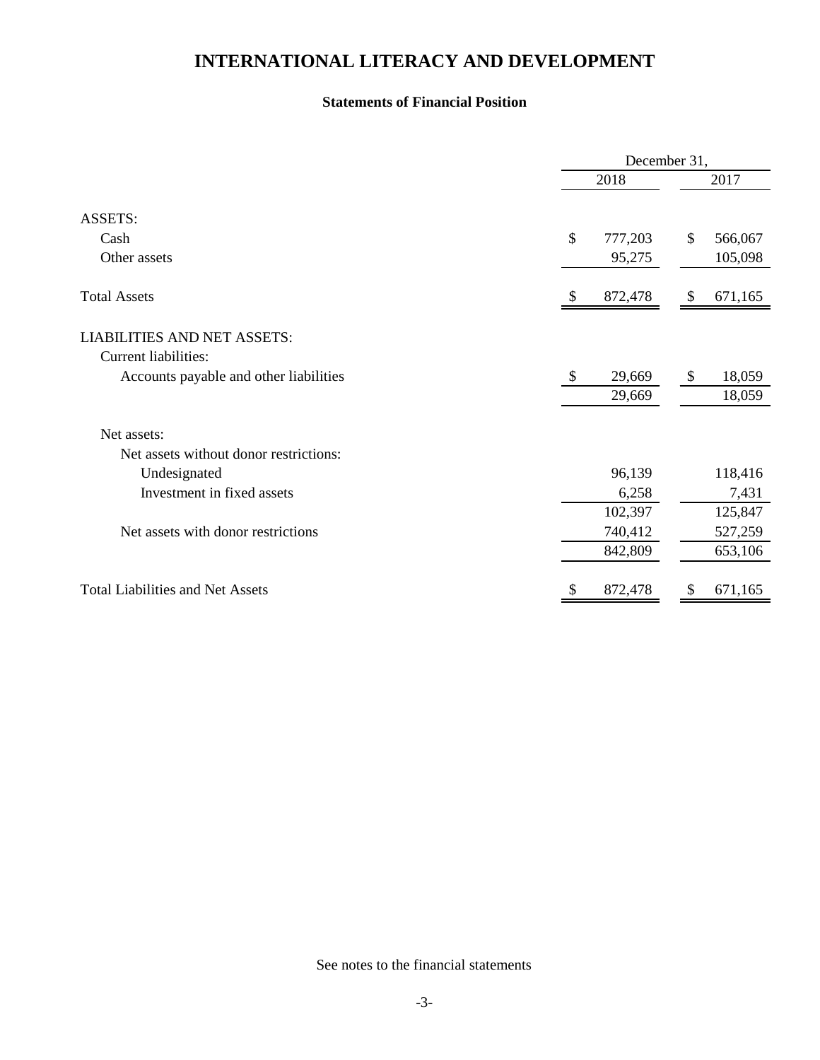# INTERNATIONAL LITERACY AND DEVELOPMENT

### Statements of Financial Position

| | December 31, 2018 | December 31, 2017 |
|---|---|---|
| ASSETS: | | |
| Cash | $ 777,203 | $ 566,067 |
| Other assets | 95,275 | 105,098 |
| Total Assets | $ 872,478 | $ 671,165 |
| LIABILITIES AND NET ASSETS: | | |
| Current liabilities: | | |
| Accounts payable and other liabilities | $ 29,669 | $ 18,059 |
| | 29,669 | 18,059 |
| Net assets: | | |
| Net assets without donor restrictions: | | |
| Undesignated | 96,139 | 118,416 |
| Investment in fixed assets | 6,258 | 7,431 |
| | 102,397 | 125,847 |
| Net assets with donor restrictions | 740,412 | 527,259 |
| | 842,809 | 653,106 |
| Total Liabilities and Net Assets | $ 872,478 | $ 671,165 |

See notes to the financial statements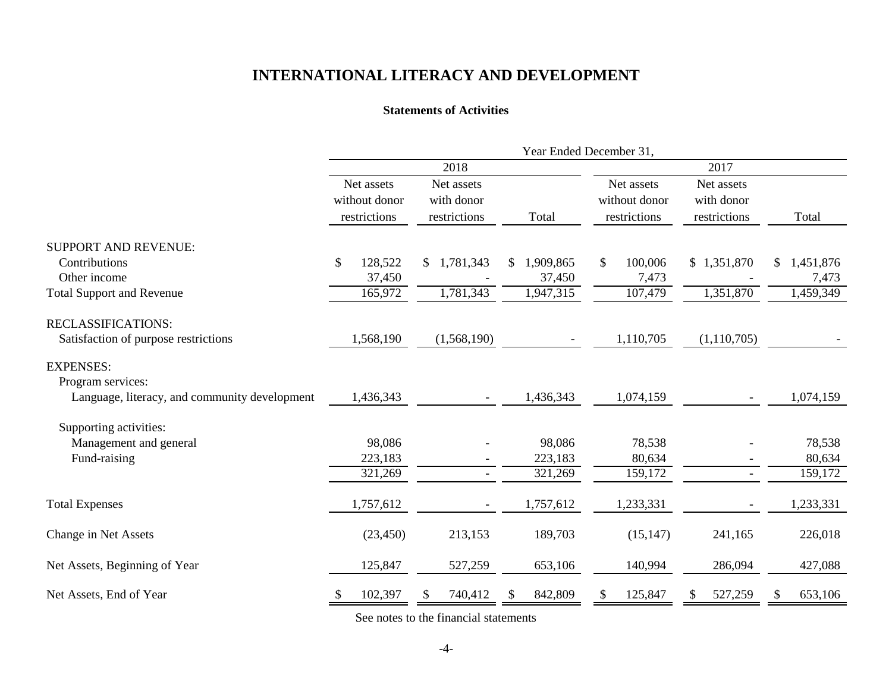# INTERNATIONAL LITERACY AND DEVELOPMENT

**Statements of Activities**

| | Year Ended December 31, | | | | | |
|---|---|---|---|---|---|---|
| | 2018 | | | 2017 | | |
| | Net assets without donor restrictions | Net assets with donor restrictions | Total | Net assets without donor restrictions | Net assets with donor restrictions | Total |
| SUPPORT AND REVENUE: | | | | | | |
| Contributions | $ 128,522 | $ 1,781,343 | $ 1,909,865 | $ 100,006 | $ 1,351,870 | $ 1,451,876 |
| Other income | 37,450 | - | 37,450 | 7,473 | - | 7,473 |
| Total Support and Revenue | 165,972 | 1,781,343 | 1,947,315 | 107,479 | 1,351,870 | 1,459,349 |
| RECLASSIFICATIONS: | | | | | | |
| Satisfaction of purpose restrictions | 1,568,190 | (1,568,190) | - | 1,110,705 | (1,110,705) | - |
| EXPENSES: | | | | | | |
| Program services: | | | | | | |
| Language, literacy, and community development | 1,436,343 | - | 1,436,343 | 1,074,159 | - | 1,074,159 |
| Supporting activities: | | | | | | |
| Management and general | 98,086 | - | 98,086 | 78,538 | - | 78,538 |
| Fund-raising | 223,183 | - | 223,183 | 80,634 | - | 80,634 |
| | 321,269 | - | 321,269 | 159,172 | - | 159,172 |
| Total Expenses | 1,757,612 | - | 1,757,612 | 1,233,331 | - | 1,233,331 |
| Change in Net Assets | (23,450) | 213,153 | 189,703 | (15,147) | 241,165 | 226,018 |
| Net Assets, Beginning of Year | 125,847 | 527,259 | 653,106 | 140,994 | 286,094 | 427,088 |
| Net Assets, End of Year | $ 102,397 | $ 740,412 | $ 842,809 | $ 125,847 | $ 527,259 | $ 653,106 |

See notes to the financial statements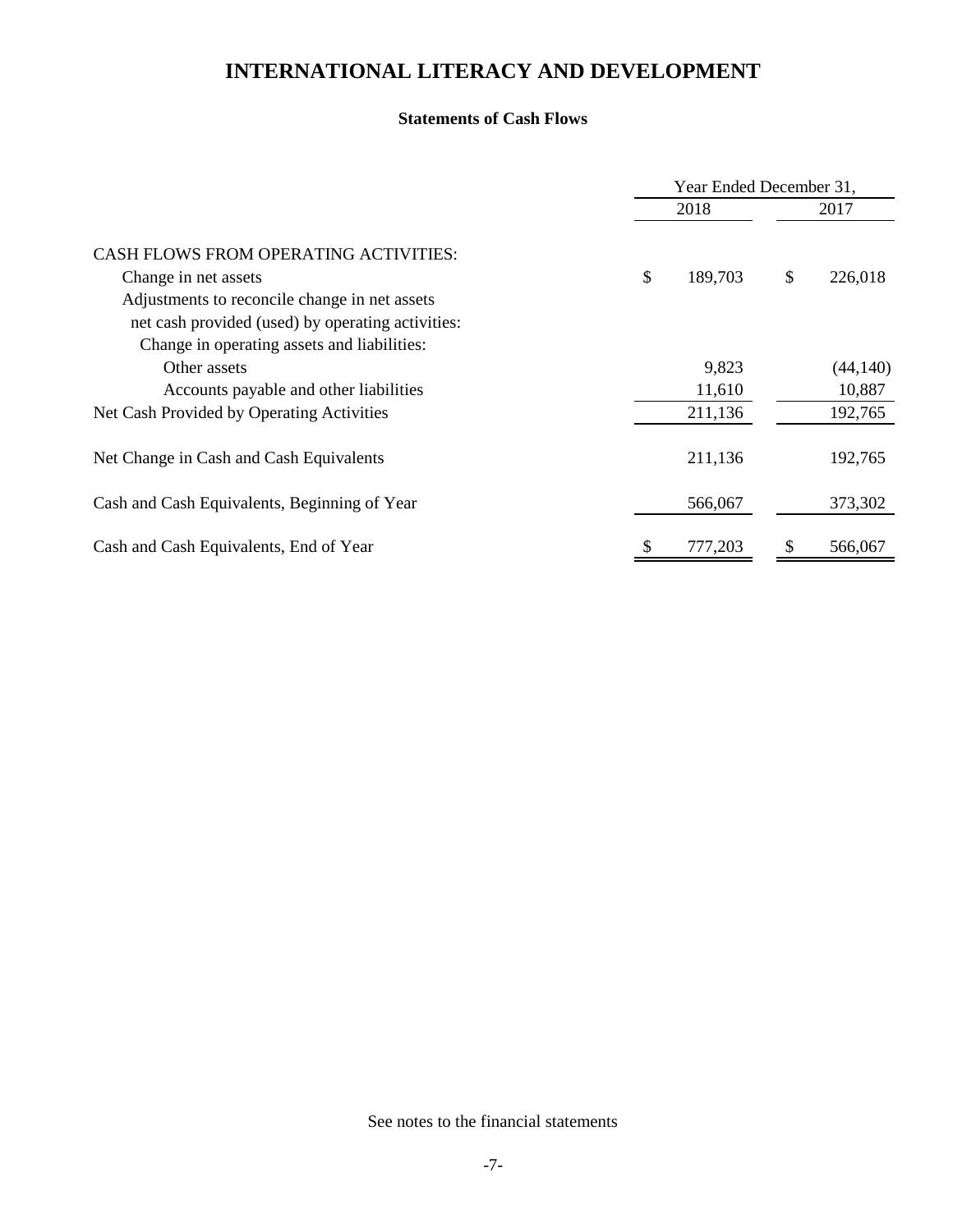# INTERNATIONAL LITERACY AND DEVELOPMENT

**Statements of Cash Flows**

| | Year Ended December 31, | |
|---|---|---|
| | 2018 | 2017 |
| CASH FLOWS FROM OPERATING ACTIVITIES: | | |
| Change in net assets | $ 189,703 | $ 226,018 |
| Adjustments to reconcile change in net assets net cash provided (used) by operating activities: | | |
| Change in operating assets and liabilities: | | |
| Other assets | 9,823 | (44,140) |
| Accounts payable and other liabilities | 11,610 | 10,887 |
| Net Cash Provided by Operating Activities | 211,136 | 192,765 |
| Net Change in Cash and Cash Equivalents | 211,136 | 192,765 |
| Cash and Cash Equivalents, Beginning of Year | 566,067 | 373,302 |
| Cash and Cash Equivalents, End of Year | $ 777,203 | $ 566,067 |

See notes to the financial statements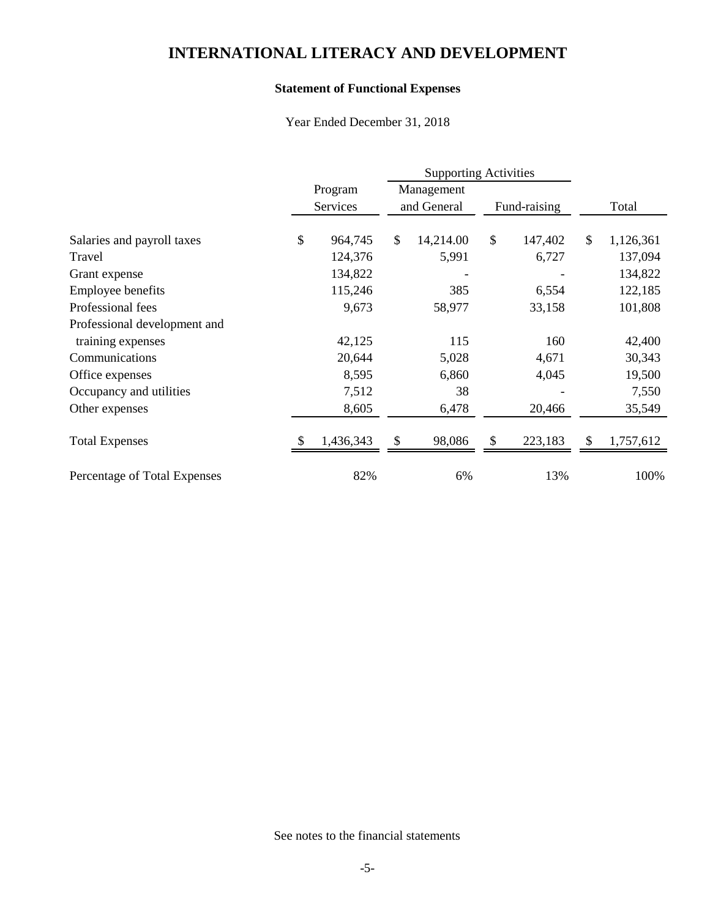# INTERNATIONAL LITERACY AND DEVELOPMENT

## Statement of Functional Expenses

Year Ended December 31, 2018

| | | Supporting Activities | | |
|---|---|---|---|---|
| | Program Services | Management and General | Fund-raising | Total |
| Salaries and payroll taxes | $ 964,745 | $ 14,214.00 | $ 147,402 | $ 1,126,361 |
| Travel | 124,376 | 5,991 | 6,727 | 137,094 |
| Grant expense | 134,822 | - | - | 134,822 |
| Employee benefits | 115,246 | 385 | 6,554 | 122,185 |
| Professional fees | 9,673 | 58,977 | 33,158 | 101,808 |
| Professional development and training expenses | 42,125 | 115 | 160 | 42,400 |
| Communications | 20,644 | 5,028 | 4,671 | 30,343 |
| Office expenses | 8,595 | 6,860 | 4,045 | 19,500 |
| Occupancy and utilities | 7,512 | 38 | - | 7,550 |
| Other expenses | 8,605 | 6,478 | 20,466 | 35,549 |
| Total Expenses | $ 1,436,343 | $ 98,086 | $ 223,183 | $ 1,757,612 |
| Percentage of Total Expenses | 82% | 6% | 13% | 100% |

See notes to the financial statements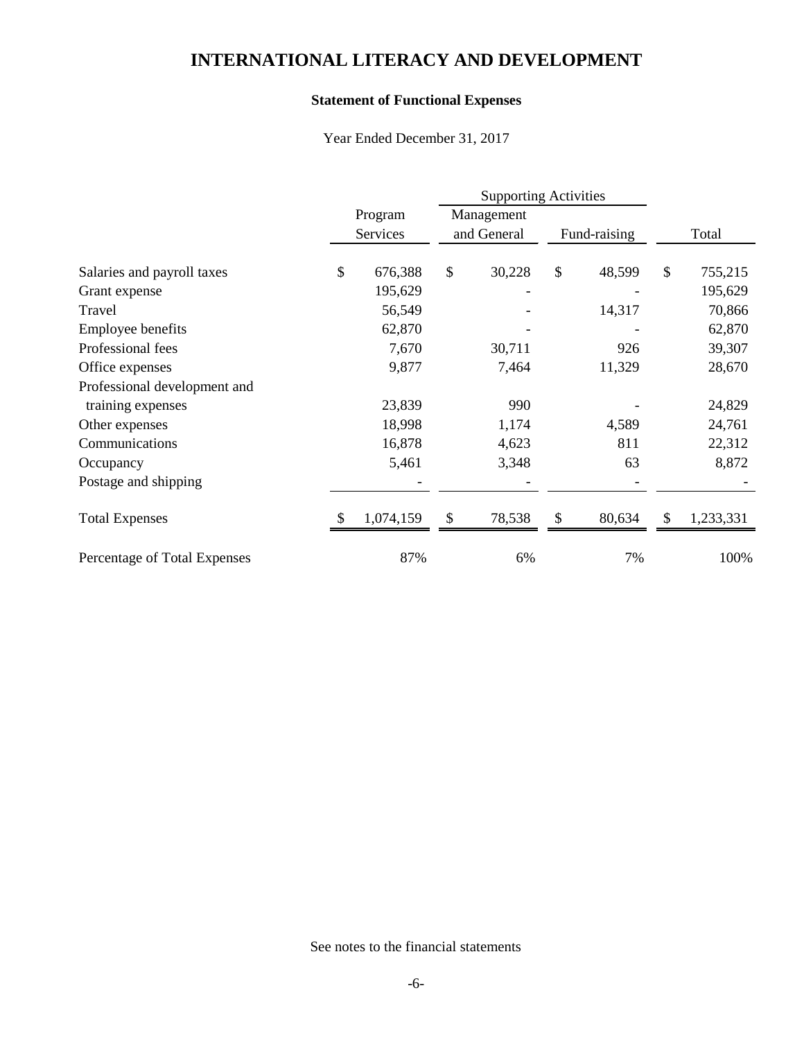# INTERNATIONAL LITERACY AND DEVELOPMENT

**Statement of Functional Expenses**

Year Ended December 31, 2017

| | | Supporting Activities | | |
|---|---|---|---|---|
| | Program Services | Management and General | Fund-raising | Total |
| Salaries and payroll taxes | $ 676,388 | $ 30,228 | $ 48,599 | $ 755,215 |
| Grant expense | 195,629 | - | - | 195,629 |
| Travel | 56,549 | - | 14,317 | 70,866 |
| Employee benefits | 62,870 | - | - | 62,870 |
| Professional fees | 7,670 | 30,711 | 926 | 39,307 |
| Office expenses | 9,877 | 7,464 | 11,329 | 28,670 |
| Professional development and training expenses | 23,839 | 990 | - | 24,829 |
| Other expenses | 18,998 | 1,174 | 4,589 | 24,761 |
| Communications | 16,878 | 4,623 | 811 | 22,312 |
| Occupancy | 5,461 | 3,348 | 63 | 8,872 |
| Postage and shipping | - | - | - | - |
| Total Expenses | $ 1,074,159 | $ 78,538 | $ 80,634 | $ 1,233,331 |
| Percentage of Total Expenses | 87% | 6% | 7% | 100% |

See notes to the financial statements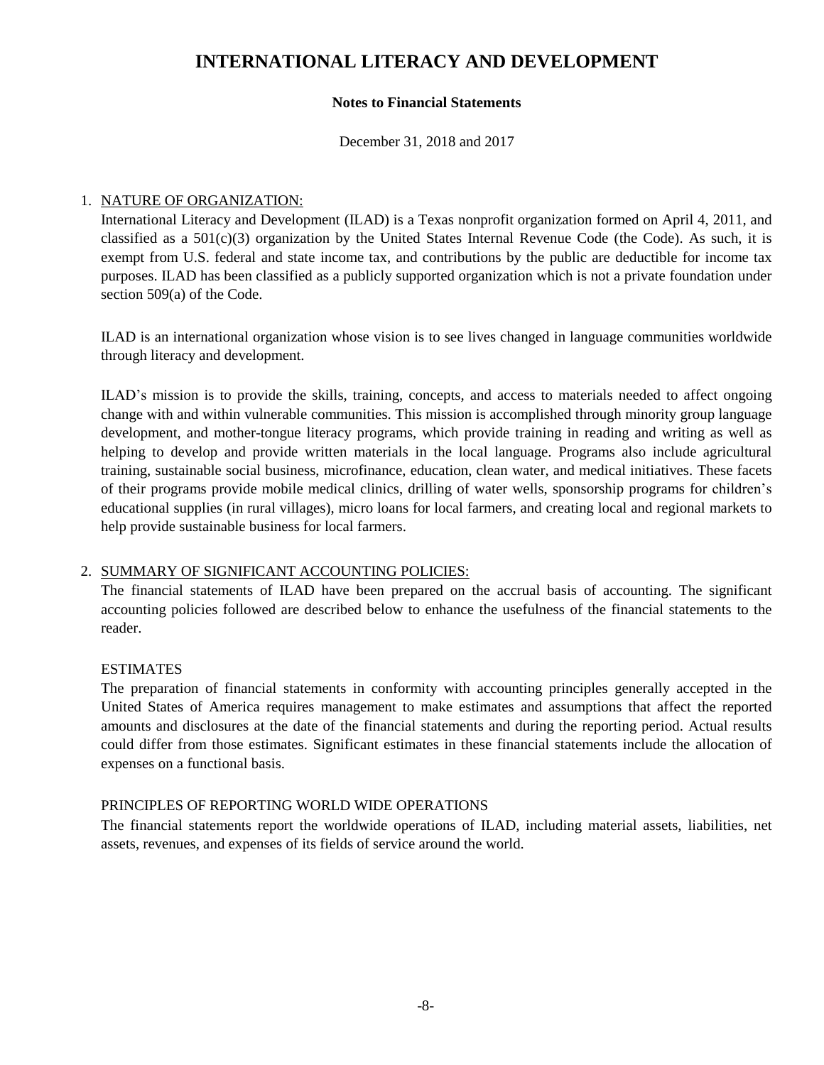# INTERNATIONAL LITERACY AND DEVELOPMENT

**Notes to Financial Statements**

December 31, 2018 and 2017

1. NATURE OF ORGANIZATION:

   International Literacy and Development (ILAD) is a Texas nonprofit organization formed on April 4, 2011, and classified as a 501(c)(3) organization by the United States Internal Revenue Code (the Code). As such, it is exempt from U.S. federal and state income tax, and contributions by the public are deductible for income tax purposes. ILAD has been classified as a publicly supported organization which is not a private foundation under section 509(a) of the Code.

   ILAD is an international organization whose vision is to see lives changed in language communities worldwide through literacy and development.

   ILAD's mission is to provide the skills, training, concepts, and access to materials needed to affect ongoing change with and within vulnerable communities. This mission is accomplished through minority group language development, and mother-tongue literacy programs, which provide training in reading and writing as well as helping to develop and provide written materials in the local language. Programs also include agricultural training, sustainable social business, microfinance, education, clean water, and medical initiatives. These facets of their programs provide mobile medical clinics, drilling of water wells, sponsorship programs for children's educational supplies (in rural villages), micro loans for local farmers, and creating local and regional markets to help provide sustainable business for local farmers.

2. SUMMARY OF SIGNIFICANT ACCOUNTING POLICIES:

   The financial statements of ILAD have been prepared on the accrual basis of accounting. The significant accounting policies followed are described below to enhance the usefulness of the financial statements to the reader.

   ESTIMATES

   The preparation of financial statements in conformity with accounting principles generally accepted in the United States of America requires management to make estimates and assumptions that affect the reported amounts and disclosures at the date of the financial statements and during the reporting period. Actual results could differ from those estimates. Significant estimates in these financial statements include the allocation of expenses on a functional basis.

   PRINCIPLES OF REPORTING WORLD WIDE OPERATIONS

   The financial statements report the worldwide operations of ILAD, including material assets, liabilities, net assets, revenues, and expenses of its fields of service around the world.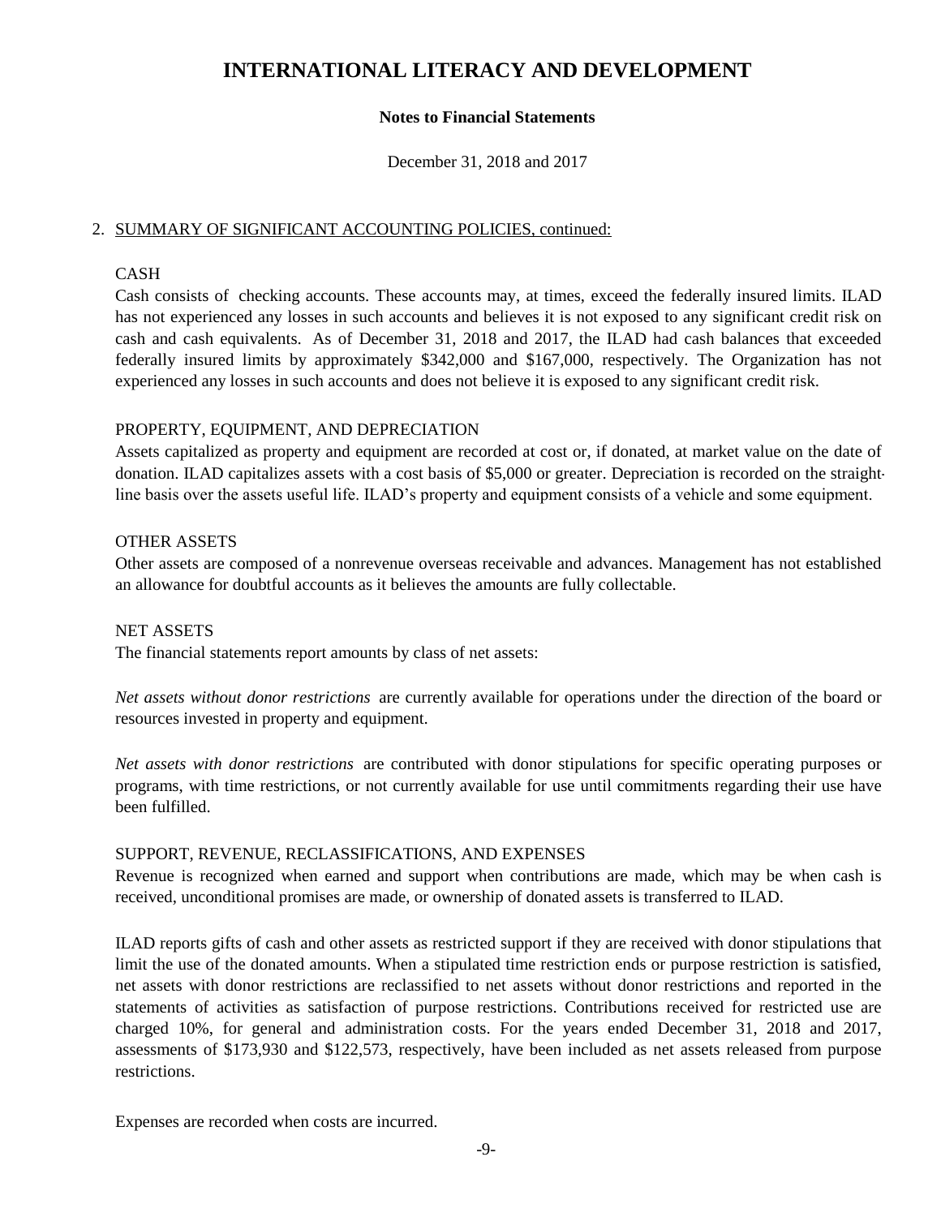# INTERNATIONAL LITERACY AND DEVELOPMENT

**Notes to Financial Statements**

December 31, 2018 and 2017

2. SUMMARY OF SIGNIFICANT ACCOUNTING POLICIES, continued:

CASH

Cash consists of checking accounts. These accounts may, at times, exceed the federally insured limits. ILAD has not experienced any losses in such accounts and believes it is not exposed to any significant credit risk on cash and cash equivalents. As of December 31, 2018 and 2017, the ILAD had cash balances that exceeded federally insured limits by approximately $342,000 and $167,000, respectively. The Organization has not experienced any losses in such accounts and does not believe it is exposed to any significant credit risk.

PROPERTY, EQUIPMENT, AND DEPRECIATION

Assets capitalized as property and equipment are recorded at cost or, if donated, at market value on the date of donation. ILAD capitalizes assets with a cost basis of $5,000 or greater. Depreciation is recorded on the straight-line basis over the assets useful life. ILAD's property and equipment consists of a vehicle and some equipment.

OTHER ASSETS

Other assets are composed of a nonrevenue overseas receivable and advances. Management has not established an allowance for doubtful accounts as it believes the amounts are fully collectable.

NET ASSETS

The financial statements report amounts by class of net assets:

*Net assets without donor restrictions* are currently available for operations under the direction of the board or resources invested in property and equipment.

*Net assets with donor restrictions* are contributed with donor stipulations for specific operating purposes or programs, with time restrictions, or not currently available for use until commitments regarding their use have been fulfilled.

SUPPORT, REVENUE, RECLASSIFICATIONS, AND EXPENSES

Revenue is recognized when earned and support when contributions are made, which may be when cash is received, unconditional promises are made, or ownership of donated assets is transferred to ILAD.

ILAD reports gifts of cash and other assets as restricted support if they are received with donor stipulations that limit the use of the donated amounts. When a stipulated time restriction ends or purpose restriction is satisfied, net assets with donor restrictions are reclassified to net assets without donor restrictions and reported in the statements of activities as satisfaction of purpose restrictions. Contributions received for restricted use are charged 10%, for general and administration costs. For the years ended December 31, 2018 and 2017, assessments of $173,930 and $122,573, respectively, have been included as net assets released from purpose restrictions.

Expenses are recorded when costs are incurred.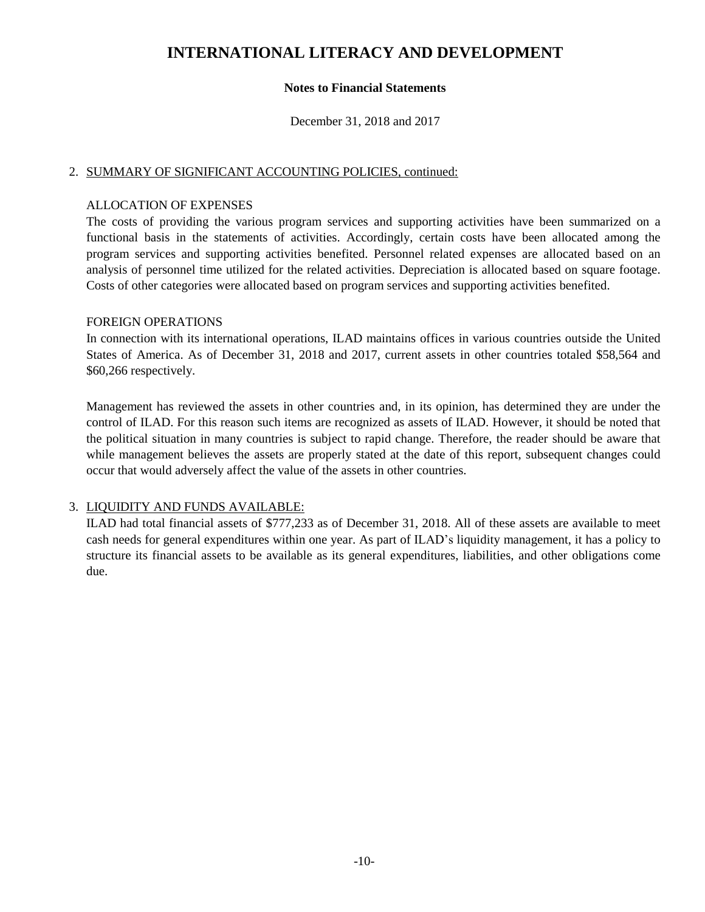# INTERNATIONAL LITERACY AND DEVELOPMENT

**Notes to Financial Statements**

December 31, 2018 and 2017

2. SUMMARY OF SIGNIFICANT ACCOUNTING POLICIES, continued:

ALLOCATION OF EXPENSES

The costs of providing the various program services and supporting activities have been summarized on a functional basis in the statements of activities. Accordingly, certain costs have been allocated among the program services and supporting activities benefited. Personnel related expenses are allocated based on an analysis of personnel time utilized for the related activities. Depreciation is allocated based on square footage. Costs of other categories were allocated based on program services and supporting activities benefited.

FOREIGN OPERATIONS

In connection with its international operations, ILAD maintains offices in various countries outside the United States of America. As of December 31, 2018 and 2017, current assets in other countries totaled $58,564 and $60,266 respectively.

Management has reviewed the assets in other countries and, in its opinion, has determined they are under the control of ILAD. For this reason such items are recognized as assets of ILAD. However, it should be noted that the political situation in many countries is subject to rapid change. Therefore, the reader should be aware that while management believes the assets are properly stated at the date of this report, subsequent changes could occur that would adversely affect the value of the assets in other countries.

3. LIQUIDITY AND FUNDS AVAILABLE:

ILAD had total financial assets of $777,233 as of December 31, 2018. All of these assets are available to meet cash needs for general expenditures within one year. As part of ILAD's liquidity management, it has a policy to structure its financial assets to be available as its general expenditures, liabilities, and other obligations come due.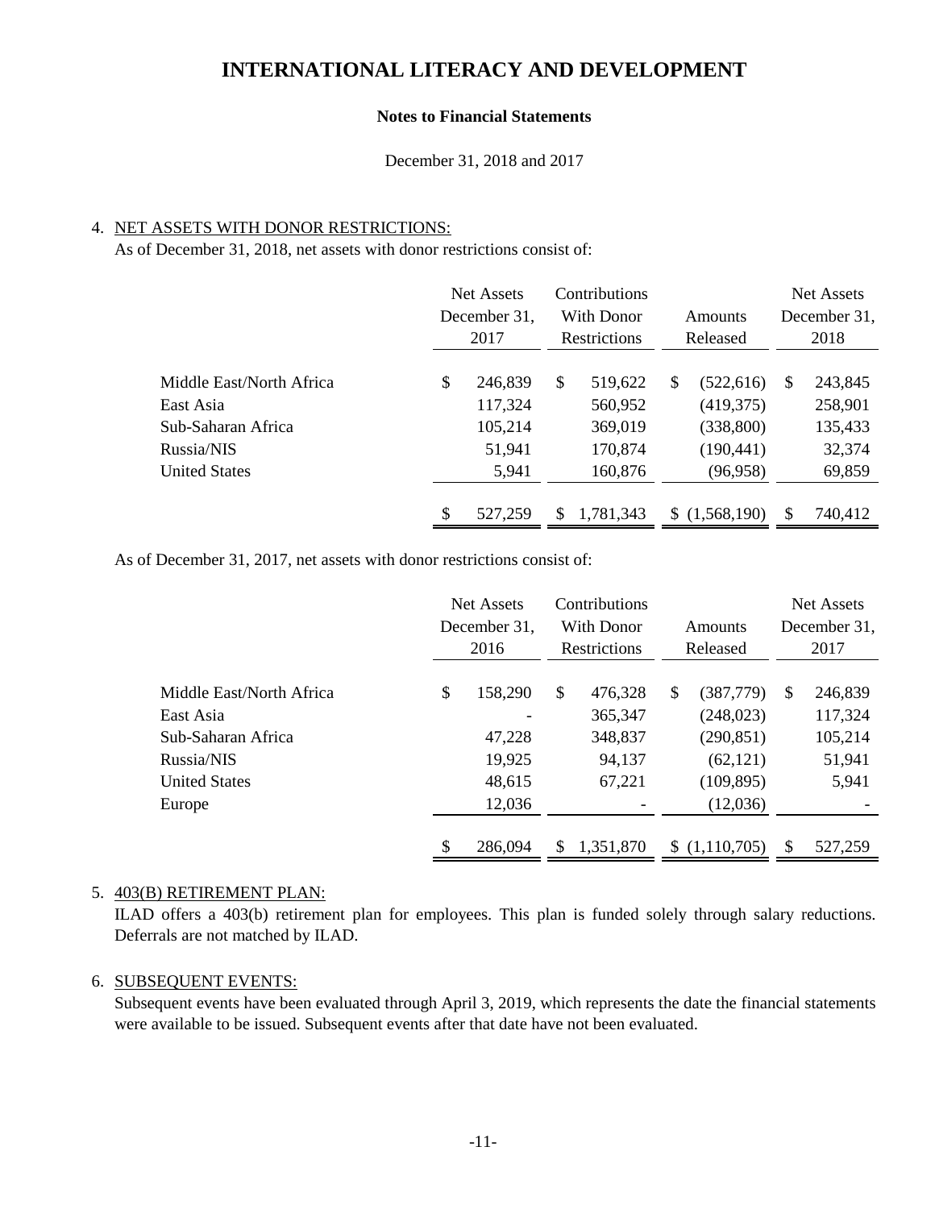# INTERNATIONAL LITERACY AND DEVELOPMENT

**Notes to Financial Statements**

December 31, 2018 and 2017

4. NET ASSETS WITH DONOR RESTRICTIONS:

As of December 31, 2018, net assets with donor restrictions consist of:

| | Net Assets December 31, 2017 | Contributions With Donor Restrictions | Amounts Released | Net Assets December 31, 2018 |
|---|---|---|---|---|
| Middle East/North Africa | $ 246,839 | $ 519,622 | $ (522,616) | $ 243,845 |
| East Asia | 117,324 | 560,952 | (419,375) | 258,901 |
| Sub-Saharan Africa | 105,214 | 369,019 | (338,800) | 135,433 |
| Russia/NIS | 51,941 | 170,874 | (190,441) | 32,374 |
| United States | 5,941 | 160,876 | (96,958) | 69,859 |
| | $ 527,259 | $ 1,781,343 | $ (1,568,190) | $ 740,412 |

As of December 31, 2017, net assets with donor restrictions consist of:

| | Net Assets December 31, 2016 | Contributions With Donor Restrictions | Amounts Released | Net Assets December 31, 2017 |
|---|---|---|---|---|
| Middle East/North Africa | $ 158,290 | $ 476,328 | $ (387,779) | $ 246,839 |
| East Asia | - | 365,347 | (248,023) | 117,324 |
| Sub-Saharan Africa | 47,228 | 348,837 | (290,851) | 105,214 |
| Russia/NIS | 19,925 | 94,137 | (62,121) | 51,941 |
| United States | 48,615 | 67,221 | (109,895) | 5,941 |
| Europe | 12,036 | - | (12,036) | - |
| | $ 286,094 | $ 1,351,870 | $ (1,110,705) | $ 527,259 |

5. 403(B) RETIREMENT PLAN:

ILAD offers a 403(b) retirement plan for employees. This plan is funded solely through salary reductions. Deferrals are not matched by ILAD.

6. SUBSEQUENT EVENTS:

Subsequent events have been evaluated through April 3, 2019, which represents the date the financial statements were available to be issued. Subsequent events after that date have not been evaluated.